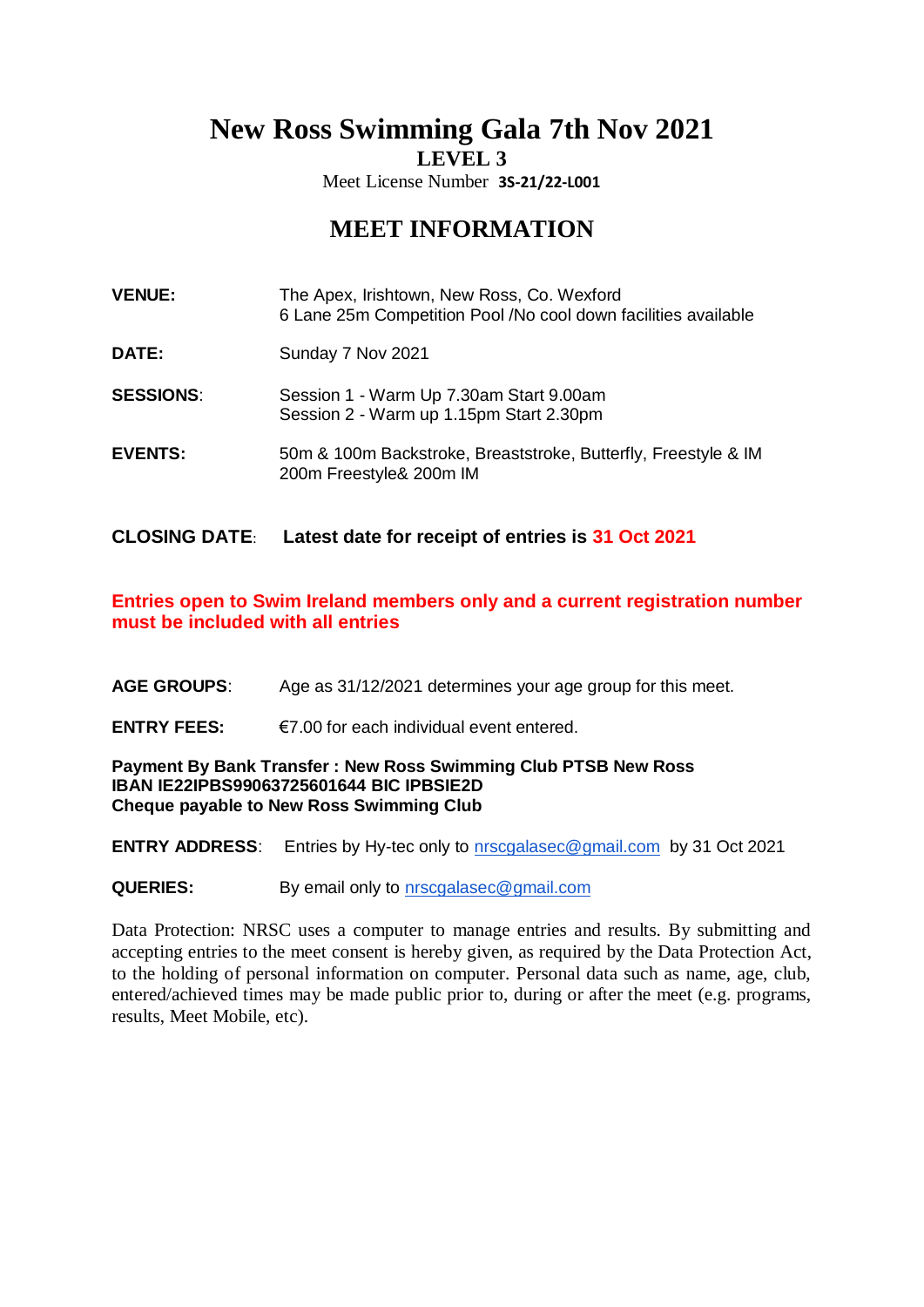# New Ross Swimming Gala 7th Nov 2021

**LEVEL 3**

Meet License Number **3S-21/22-L001**

## MEET INFORMATION

**VENUE:** The Apex, Irishtown, New Ross, Co. Wexford
6 Lane 25m Competition Pool /No cool down facilities available

**DATE:** Sunday 7 Nov 2021

**SESSIONS**: Session 1 - Warm Up 7.30am Start 9.00am
Session 2 - Warm up 1.15pm Start 2.30pm

**EVENTS:** 50m & 100m Backstroke, Breaststroke, Butterfly, Freestyle & IM
200m Freestyle& 200m IM

**CLOSING DATE**: **Latest date for receipt of entries is 31 Oct 2021**

**Entries open to Swim Ireland members only and a current registration number must be included with all entries**

**AGE GROUPS**: Age as 31/12/2021 determines your age group for this meet.

**ENTRY FEES:** €7.00 for each individual event entered.

**Payment By Bank Transfer : New Ross Swimming Club PTSB New Ross**
**IBAN IE22IPBS99063725601644 BIC IPBSIE2D**
**Cheque payable to New Ross Swimming Club**

**ENTRY ADDRESS**: Entries by Hy-tec only to nrscgalasec@gmail.com by 31 Oct 2021

**QUERIES:** By email only to nrscgalasec@gmail.com

Data Protection: NRSC uses a computer to manage entries and results. By submitting and accepting entries to the meet consent is hereby given, as required by the Data Protection Act, to the holding of personal information on computer. Personal data such as name, age, club, entered/achieved times may be made public prior to, during or after the meet (e.g. programs, results, Meet Mobile, etc).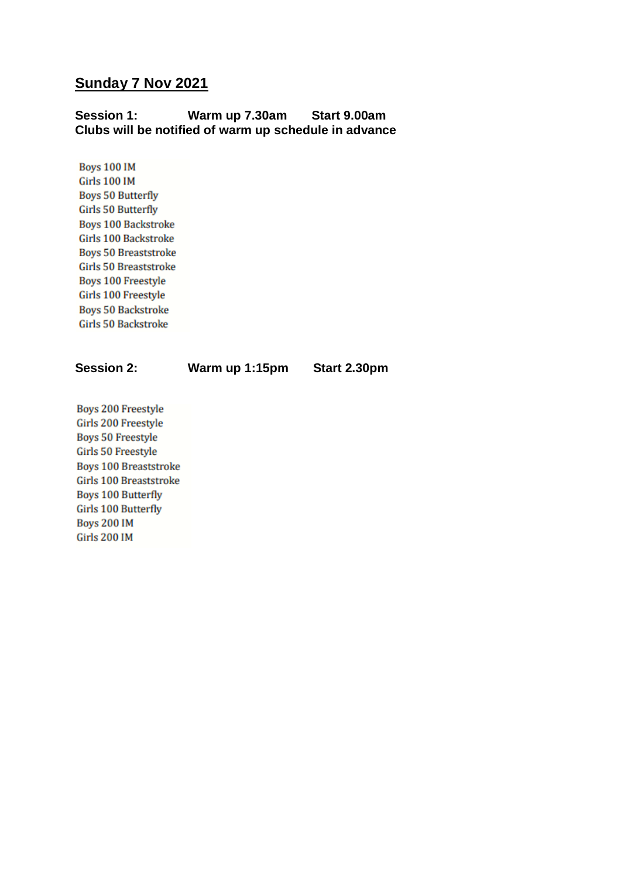## Sunday 7 Nov 2021

**Session 1: Warm up 7.30am Start 9.00am**
**Clubs will be notified of warm up schedule in advance**

Boys 100 IM
Girls 100 IM
Boys 50 Butterfly
Girls 50 Butterfly
Boys 100 Backstroke
Girls 100 Backstroke
Boys 50 Breaststroke
Girls 50 Breaststroke
Boys 100 Freestyle
Girls 100 Freestyle
Boys 50 Backstroke
Girls 50 Backstroke

**Session 2: Warm up 1:15pm Start 2.30pm**

Boys 200 Freestyle
Girls 200 Freestyle
Boys 50 Freestyle
Girls 50 Freestyle
Boys 100 Breaststroke
Girls 100 Breaststroke
Boys 100 Butterfly
Girls 100 Butterfly
Boys 200 IM
Girls 200 IM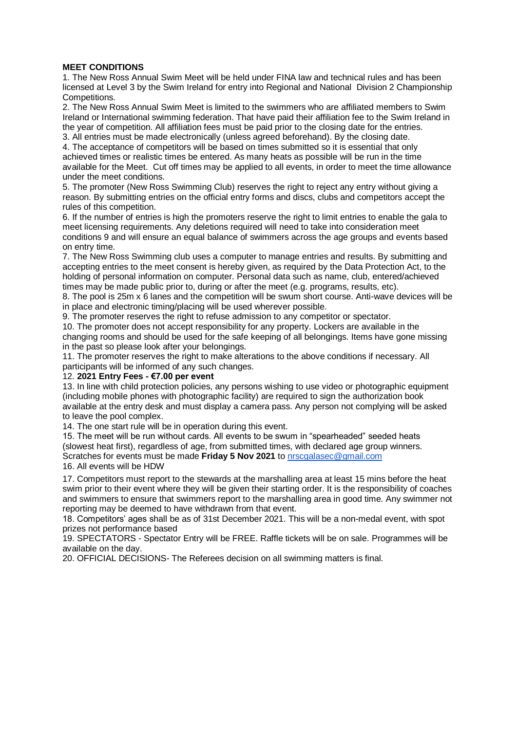**MEET CONDITIONS**

1. The New Ross Annual Swim Meet will be held under FINA law and technical rules and has been licensed at Level 3 by the Swim Ireland for entry into Regional and National Division 2 Championship Competitions.
2. The New Ross Annual Swim Meet is limited to the swimmers who are affiliated members to Swim Ireland or International swimming federation. That have paid their affiliation fee to the Swim Ireland in the year of competition. All affiliation fees must be paid prior to the closing date for the entries.
3. All entries must be made electronically (unless agreed beforehand). By the closing date.
4. The acceptance of competitors will be based on times submitted so it is essential that only achieved times or realistic times be entered. As many heats as possible will be run in the time available for the Meet. Cut off times may be applied to all events, in order to meet the time allowance under the meet conditions.
5. The promoter (New Ross Swimming Club) reserves the right to reject any entry without giving a reason. By submitting entries on the official entry forms and discs, clubs and competitors accept the rules of this competition.
6. If the number of entries is high the promoters reserve the right to limit entries to enable the gala to meet licensing requirements. Any deletions required will need to take into consideration meet conditions 9 and will ensure an equal balance of swimmers across the age groups and events based on entry time.
7. The New Ross Swimming club uses a computer to manage entries and results. By submitting and accepting entries to the meet consent is hereby given, as required by the Data Protection Act, to the holding of personal information on computer. Personal data such as name, club, entered/achieved times may be made public prior to, during or after the meet (e.g. programs, results, etc).
8. The pool is 25m x 6 lanes and the competition will be swum short course. Anti-wave devices will be in place and electronic timing/placing will be used wherever possible.
9. The promoter reserves the right to refuse admission to any competitor or spectator.
10. The promoter does not accept responsibility for any property. Lockers are available in the changing rooms and should be used for the safe keeping of all belongings. Items have gone missing in the past so please look after your belongings.
11. The promoter reserves the right to make alterations to the above conditions if necessary. All participants will be informed of any such changes.
12. **2021 Entry Fees - €7.00 per event**
13. In line with child protection policies, any persons wishing to use video or photographic equipment (including mobile phones with photographic facility) are required to sign the authorization book available at the entry desk and must display a camera pass. Any person not complying will be asked to leave the pool complex.
14. The one start rule will be in operation during this event.
15. The meet will be run without cards. All events to be swum in "spearheaded" seeded heats (slowest heat first), regardless of age, from submitted times, with declared age group winners. Scratches for events must be made **Friday 5 Nov 2021** to nrscgalasec@gmail.com
16. All events will be HDW
17. Competitors must report to the stewards at the marshalling area at least 15 mins before the heat swim prior to their event where they will be given their starting order. It is the responsibility of coaches and swimmers to ensure that swimmers report to the marshalling area in good time. Any swimmer not reporting may be deemed to have withdrawn from that event.
18. Competitors' ages shall be as of 31st December 2021. This will be a non-medal event, with spot prizes not performance based
19. SPECTATORS - Spectator Entry will be FREE. Raffle tickets will be on sale. Programmes will be available on the day.
20. OFFICIAL DECISIONS- The Referees decision on all swimming matters is final.